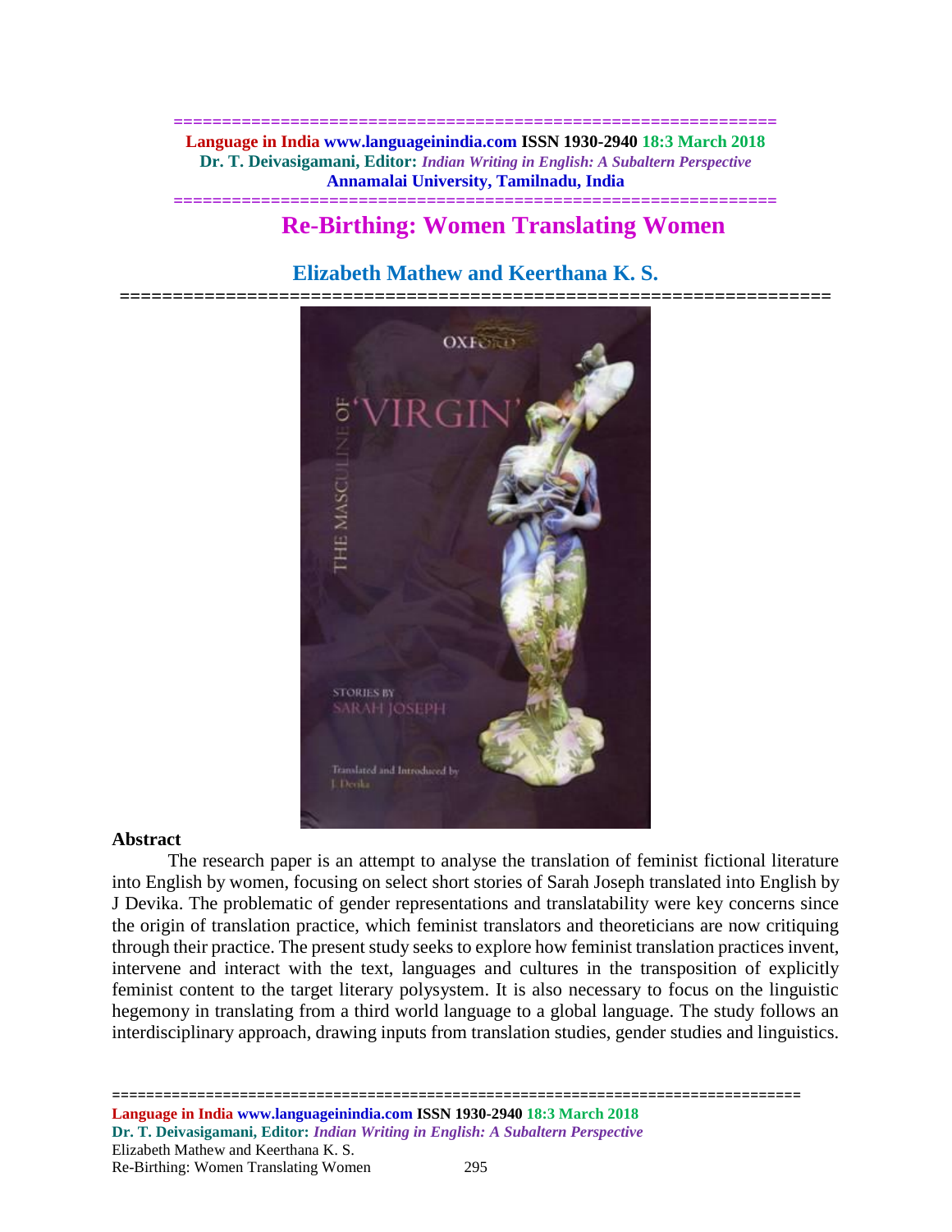# Re-Birthing: Women Translating Women

## Elizabeth Mathew and Keerthana K. S.

### Abstract

The research paper is an attempt to analyse the translation of feminist fictional literature into English by women, focusing on select short stories of Sarah Joseph translated into English by J Devika. The problematic of gender representations and translatability were key concerns since the origin of translation practice, which feminist translators and theoreticians are now critiquing through their practice. The present study seeks to explore how feminist translation practices invent, intervene and interact with the text, languages and cultures in the transposition of explicitly feminist content to the target literary polysystem. It is also necessary to focus on the linguistic hegemony in translating from a third world language to a global language. The study follows an interdisciplinary approach, drawing inputs from translation studies, gender studies and linguistics.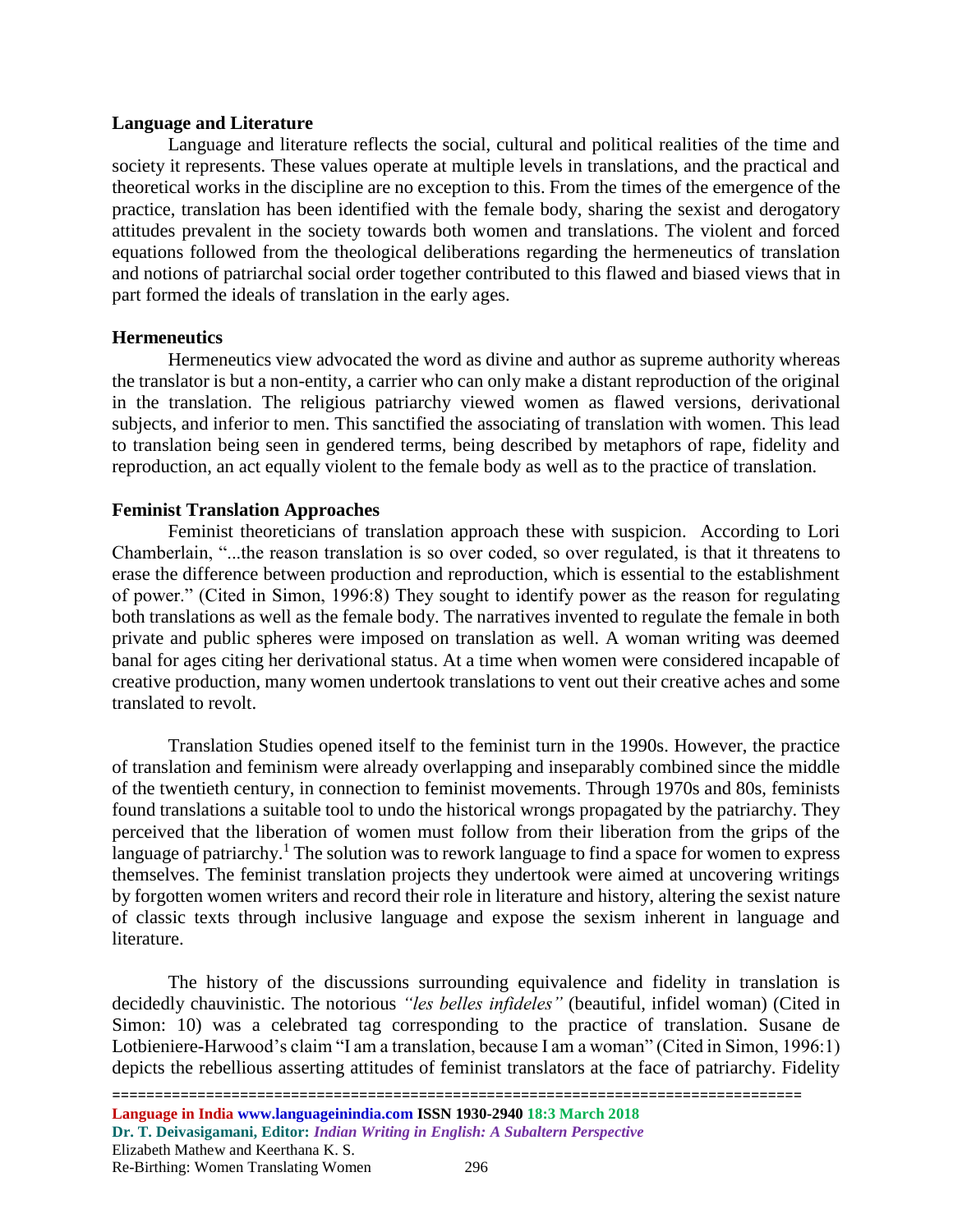**Language and Literature**

Language and literature reflects the social, cultural and political realities of the time and society it represents. These values operate at multiple levels in translations, and the practical and theoretical works in the discipline are no exception to this. From the times of the emergence of the practice, translation has been identified with the female body, sharing the sexist and derogatory attitudes prevalent in the society towards both women and translations. The violent and forced equations followed from the theological deliberations regarding the hermeneutics of translation and notions of patriarchal social order together contributed to this flawed and biased views that in part formed the ideals of translation in the early ages.

**Hermeneutics**

Hermeneutics view advocated the word as divine and author as supreme authority whereas the translator is but a non-entity, a carrier who can only make a distant reproduction of the original in the translation. The religious patriarchy viewed women as flawed versions, derivational subjects, and inferior to men. This sanctified the associating of translation with women. This lead to translation being seen in gendered terms, being described by metaphors of rape, fidelity and reproduction, an act equally violent to the female body as well as to the practice of translation.

**Feminist Translation Approaches**

Feminist theoreticians of translation approach these with suspicion. According to Lori Chamberlain, "...the reason translation is so over coded, so over regulated, is that it threatens to erase the difference between production and reproduction, which is essential to the establishment of power." (Cited in Simon, 1996:8) They sought to identify power as the reason for regulating both translations as well as the female body. The narratives invented to regulate the female in both private and public spheres were imposed on translation as well. A woman writing was deemed banal for ages citing her derivational status. At a time when women were considered incapable of creative production, many women undertook translations to vent out their creative aches and some translated to revolt.

Translation Studies opened itself to the feminist turn in the 1990s. However, the practice of translation and feminism were already overlapping and inseparably combined since the middle of the twentieth century, in connection to feminist movements. Through 1970s and 80s, feminists found translations a suitable tool to undo the historical wrongs propagated by the patriarchy. They perceived that the liberation of women must follow from their liberation from the grips of the language of patriarchy.[1] The solution was to rework language to find a space for women to express themselves. The feminist translation projects they undertook were aimed at uncovering writings by forgotten women writers and record their role in literature and history, altering the sexist nature of classic texts through inclusive language and expose the sexism inherent in language and literature.

The history of the discussions surrounding equivalence and fidelity in translation is decidedly chauvinistic. The notorious *"les belles infideles"* (beautiful, infidel woman) (Cited in Simon: 10) was a celebrated tag corresponding to the practice of translation. Susane de Lotbieniere-Harwood's claim "I am a translation, because I am a woman" (Cited in Simon, 1996:1) depicts the rebellious asserting attitudes of feminist translators at the face of patriarchy. Fidelity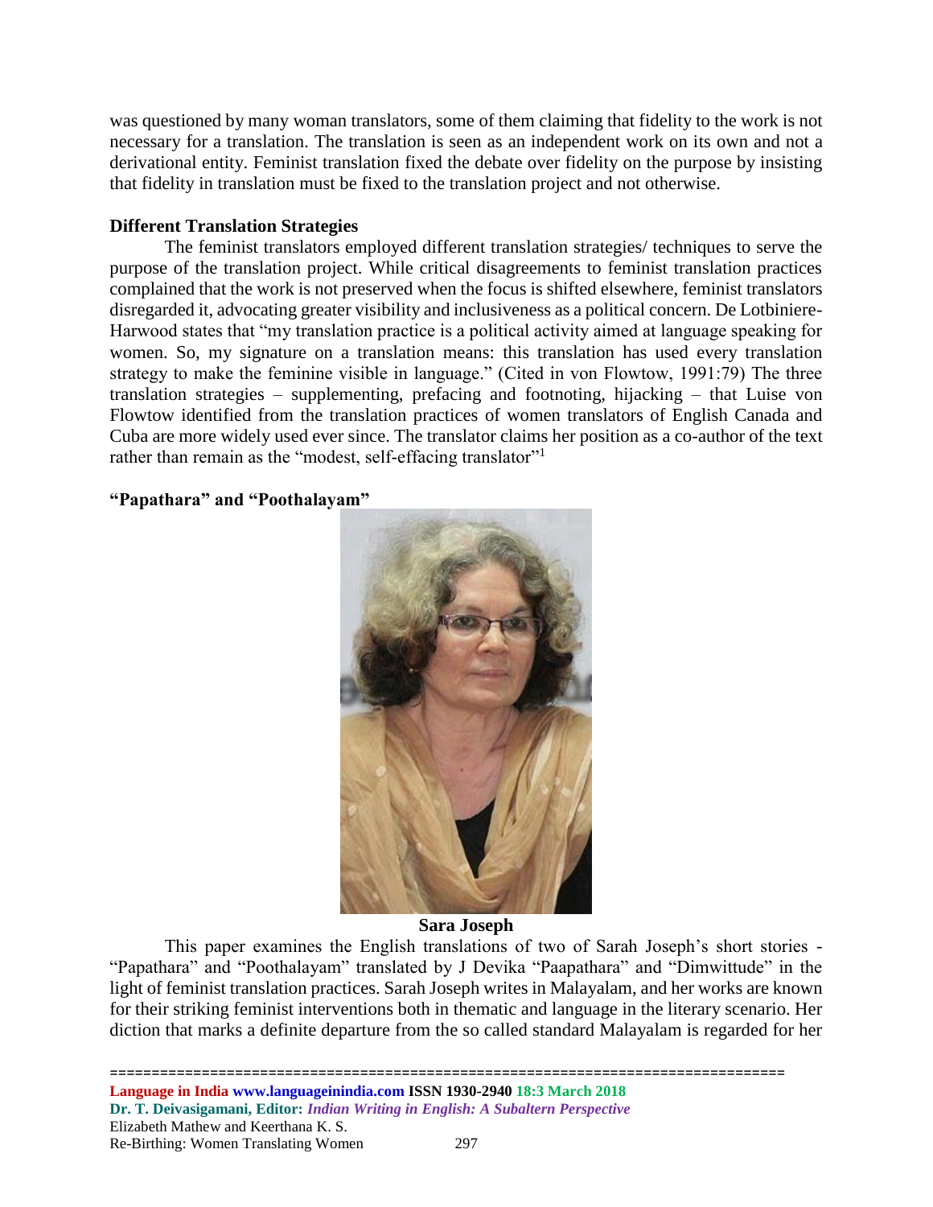was questioned by many woman translators, some of them claiming that fidelity to the work is not necessary for a translation. The translation is seen as an independent work on its own and not a derivational entity. Feminist translation fixed the debate over fidelity on the purpose by insisting that fidelity in translation must be fixed to the translation project and not otherwise.

**Different Translation Strategies**

The feminist translators employed different translation strategies/ techniques to serve the purpose of the translation project. While critical disagreements to feminist translation practices complained that the work is not preserved when the focus is shifted elsewhere, feminist translators disregarded it, advocating greater visibility and inclusiveness as a political concern. De Lotbiniere-Harwood states that "my translation practice is a political activity aimed at language speaking for women. So, my signature on a translation means: this translation has used every translation strategy to make the feminine visible in language." (Cited in von Flowtow, 1991:79) The three translation strategies – supplementing, prefacing and footnoting, hijacking – that Luise von Flowtow identified from the translation practices of women translators of English Canada and Cuba are more widely used ever since. The translator claims her position as a co-author of the text rather than remain as the "modest, self-effacing translator"[1]

**"Papathara" and "Poothalayam"**

**Sara Joseph**

This paper examines the English translations of two of Sarah Joseph's short stories - "Papathara" and "Poothalayam" translated by J Devika "Paapathara" and "Dimwittude" in the light of feminist translation practices. Sarah Joseph writes in Malayalam, and her works are known for their striking feminist interventions both in thematic and language in the literary scenario. Her diction that marks a definite departure from the so called standard Malayalam is regarded for her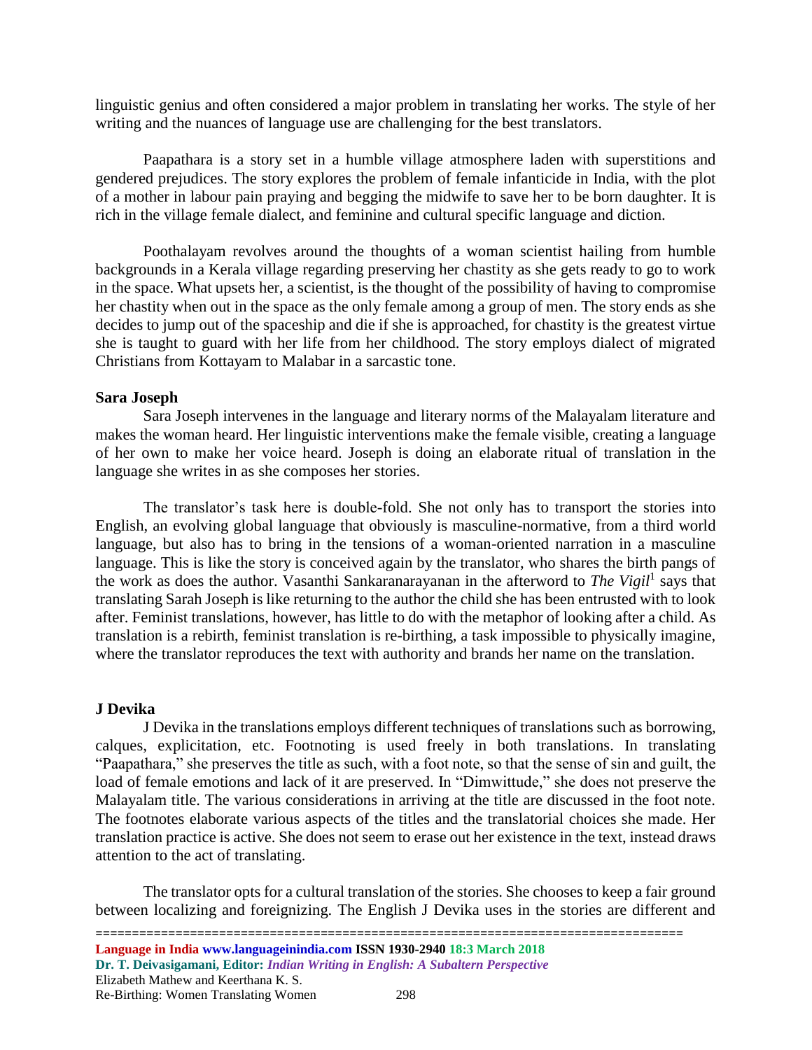linguistic genius and often considered a major problem in translating her works. The style of her writing and the nuances of language use are challenging for the best translators.

Paapathara is a story set in a humble village atmosphere laden with superstitions and gendered prejudices. The story explores the problem of female infanticide in India, with the plot of a mother in labour pain praying and begging the midwife to save her to be born daughter. It is rich in the village female dialect, and feminine and cultural specific language and diction.

Poothalayam revolves around the thoughts of a woman scientist hailing from humble backgrounds in a Kerala village regarding preserving her chastity as she gets ready to go to work in the space. What upsets her, a scientist, is the thought of the possibility of having to compromise her chastity when out in the space as the only female among a group of men. The story ends as she decides to jump out of the spaceship and die if she is approached, for chastity is the greatest virtue she is taught to guard with her life from her childhood. The story employs dialect of migrated Christians from Kottayam to Malabar in a sarcastic tone.

**Sara Joseph**

Sara Joseph intervenes in the language and literary norms of the Malayalam literature and makes the woman heard. Her linguistic interventions make the female visible, creating a language of her own to make her voice heard. Joseph is doing an elaborate ritual of translation in the language she writes in as she composes her stories.

The translator's task here is double-fold. She not only has to transport the stories into English, an evolving global language that obviously is masculine-normative, from a third world language, but also has to bring in the tensions of a woman-oriented narration in a masculine language. This is like the story is conceived again by the translator, who shares the birth pangs of the work as does the author. Vasanthi Sankaranarayanan in the afterword to *The Vigil*[1] says that translating Sarah Joseph is like returning to the author the child she has been entrusted with to look after. Feminist translations, however, has little to do with the metaphor of looking after a child. As translation is a rebirth, feminist translation is re-birthing, a task impossible to physically imagine, where the translator reproduces the text with authority and brands her name on the translation.

**J Devika**

J Devika in the translations employs different techniques of translations such as borrowing, calques, explicitation, etc. Footnoting is used freely in both translations. In translating "Paapathara," she preserves the title as such, with a foot note, so that the sense of sin and guilt, the load of female emotions and lack of it are preserved. In "Dimwittude," she does not preserve the Malayalam title. The various considerations in arriving at the title are discussed in the foot note. The footnotes elaborate various aspects of the titles and the translatorial choices she made. Her translation practice is active. She does not seem to erase out her existence in the text, instead draws attention to the act of translating.

The translator opts for a cultural translation of the stories. She chooses to keep a fair ground between localizing and foreignizing. The English J Devika uses in the stories are different and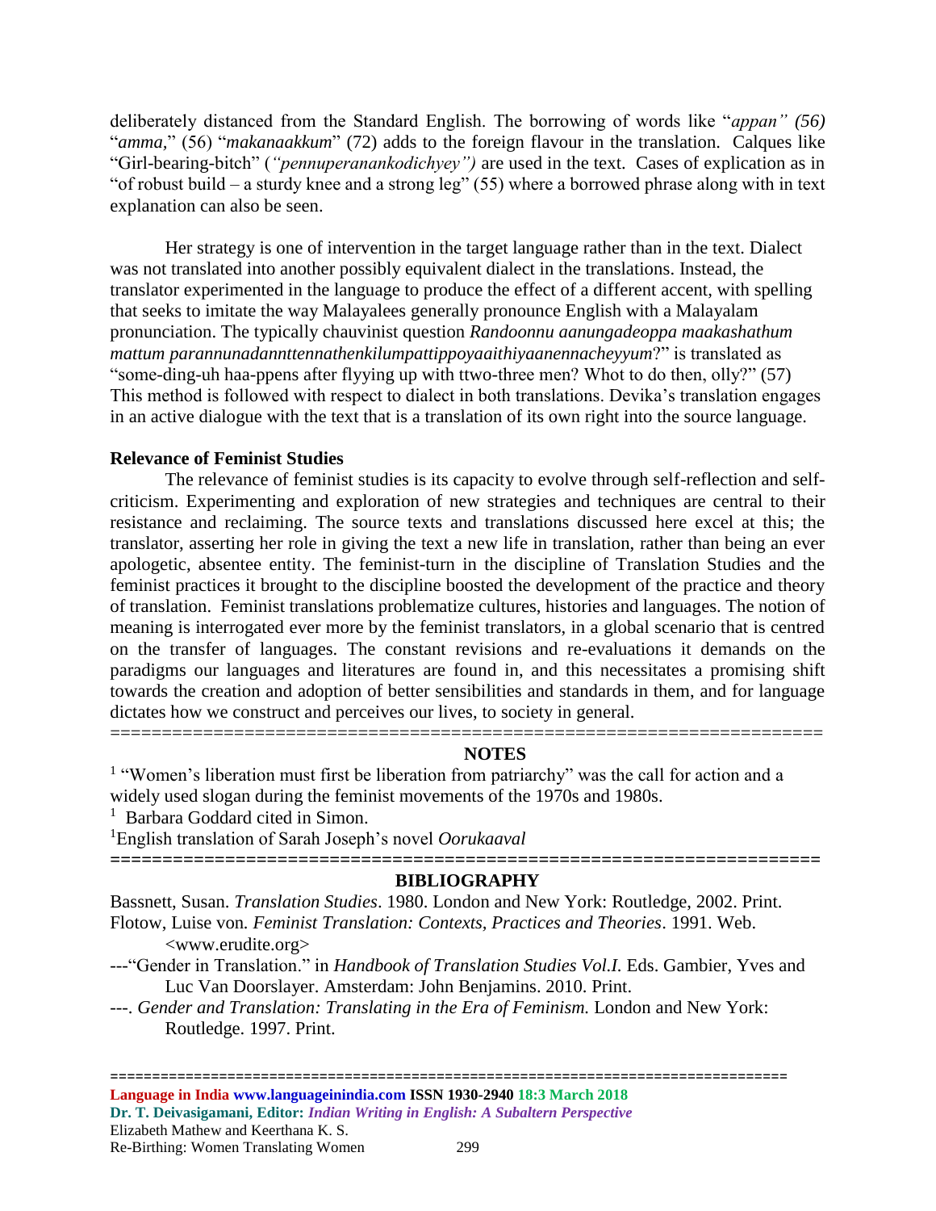deliberately distanced from the Standard English. The borrowing of words like "*appan" (56)* "*amma,*" (56) "*makanaakkum*" (72) adds to the foreign flavour in the translation. Calques like "Girl-bearing-bitch" (*"pennuperanankodichyey")* are used in the text. Cases of explication as in "of robust build – a sturdy knee and a strong leg" (55) where a borrowed phrase along with in text explanation can also be seen.

Her strategy is one of intervention in the target language rather than in the text. Dialect was not translated into another possibly equivalent dialect in the translations. Instead, the translator experimented in the language to produce the effect of a different accent, with spelling that seeks to imitate the way Malayalees generally pronounce English with a Malayalam pronunciation. The typically chauvinist question *Randoonnu aanungadeoppa maakashathum mattum parannunadannttennathenkilumpattippoyaaithiyaanennacheyyum*?" is translated as "some-ding-uh haa-ppens after flyying up with ttwo-three men? Whot to do then, olly?" (57) This method is followed with respect to dialect in both translations. Devika's translation engages in an active dialogue with the text that is a translation of its own right into the source language.

**Relevance of Feminist Studies**

The relevance of feminist studies is its capacity to evolve through self-reflection and self-criticism. Experimenting and exploration of new strategies and techniques are central to their resistance and reclaiming. The source texts and translations discussed here excel at this; the translator, asserting her role in giving the text a new life in translation, rather than being an ever apologetic, absentee entity. The feminist-turn in the discipline of Translation Studies and the feminist practices it brought to the discipline boosted the development of the practice and theory of translation. Feminist translations problematize cultures, histories and languages. The notion of meaning is interrogated ever more by the feminist translators, in a global scenario that is centred on the transfer of languages. The constant revisions and re-evaluations it demands on the paradigms our languages and literatures are found in, and this necessitates a promising shift towards the creation and adoption of better sensibilities and standards in them, and for language dictates how we construct and perceives our lives, to society in general.

---

**NOTES**

[1] "Women's liberation must first be liberation from patriarchy" was the call for action and a widely used slogan during the feminist movements of the 1970s and 1980s.

[1] Barbara Goddard cited in Simon.

[1]English translation of Sarah Joseph's novel *Oorukaaval*

---

**BIBLIOGRAPHY**

Bassnett, Susan. *Translation Studies*. 1980. London and New York: Routledge, 2002. Print.

Flotow, Luise von*. Feminist Translation: Contexts, Practices and Theories*. 1991. Web. <www.erudite.org>

---"Gender in Translation." in *Handbook of Translation Studies Vol.I.* Eds. Gambier, Yves and Luc Van Doorslayer. Amsterdam: John Benjamins. 2010. Print.

---. *Gender and Translation: Translating in the Era of Feminism.* London and New York: Routledge. 1997. Print.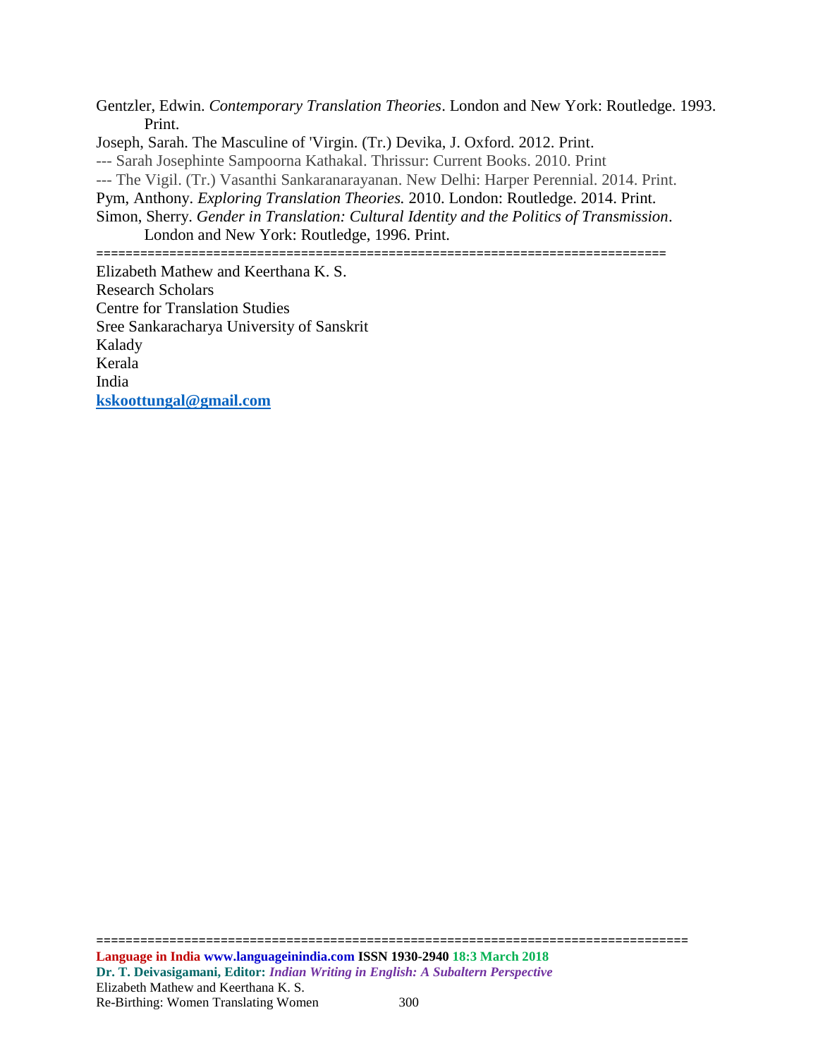Gentzler, Edwin. *Contemporary Translation Theories*. London and New York: Routledge. 1993. Print.

Joseph, Sarah. The Masculine of 'Virgin. (Tr.) Devika, J. Oxford. 2012. Print.

--- Sarah Josephinte Sampoorna Kathakal. Thrissur: Current Books. 2010. Print

--- The Vigil. (Tr.) Vasanthi Sankaranarayanan. New Delhi: Harper Perennial. 2014. Print.

Pym, Anthony. *Exploring Translation Theories.* 2010. London: Routledge. 2014. Print.

Simon, Sherry. *Gender in Translation: Cultural Identity and the Politics of Transmission*. London and New York: Routledge, 1996. Print.

================================================================================

Elizabeth Mathew and Keerthana K. S.
Research Scholars
Centre for Translation Studies
Sree Sankaracharya University of Sanskrit
Kalady
Kerala
India
**kskoottungal@gmail.com**